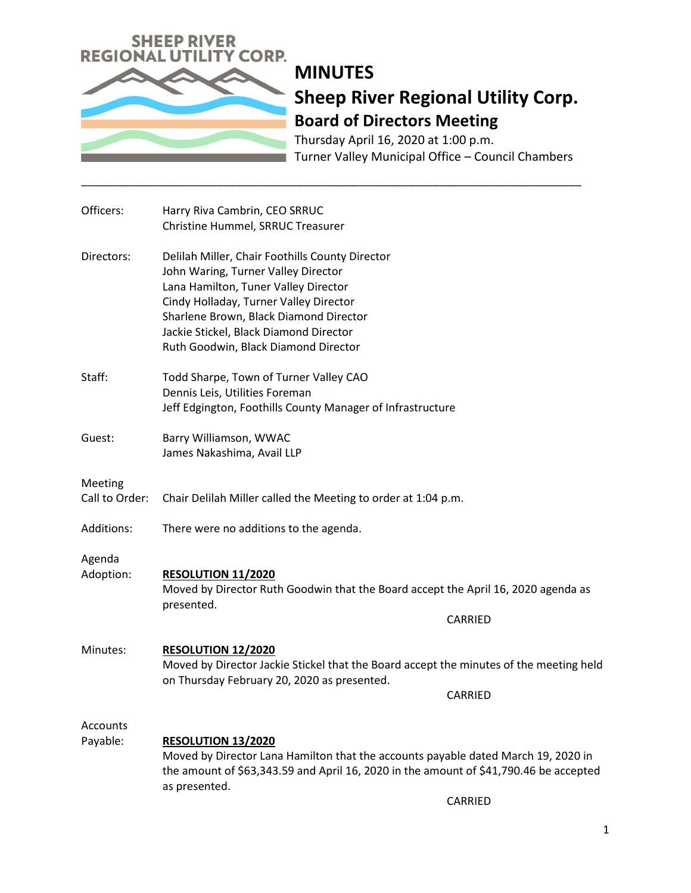SHEEP RIVER REGIONAL UTILITY CORP.

# MINUTES

## Sheep River Regional Utility Corp.

### Board of Directors Meeting

Thursday April 16, 2020 at 1:00 p.m.
Turner Valley Municipal Office – Council Chambers

---

**Officers:**
Harry Riva Cambrin, CEO SRRUC
Christine Hummel, SRRUC Treasurer

**Directors:**
Delilah Miller, Chair Foothills County Director
John Waring, Turner Valley Director
Lana Hamilton, Tuner Valley Director
Cindy Holladay, Turner Valley Director
Sharlene Brown, Black Diamond Director
Jackie Stickel, Black Diamond Director
Ruth Goodwin, Black Diamond Director

**Staff:**
Todd Sharpe, Town of Turner Valley CAO
Dennis Leis, Utilities Foreman
Jeff Edgington, Foothills County Manager of Infrastructure

**Guest:**
Barry Williamson, WWAC
James Nakashima, Avail LLP

**Meeting Call to Order:** Chair Delilah Miller called the Meeting to order at 1:04 p.m.

**Additions:** There were no additions to the agenda.

**Agenda Adoption:**

**RESOLUTION 11/2020**
Moved by Director Ruth Goodwin that the Board accept the April 16, 2020 agenda as presented.

CARRIED

**Minutes:**

**RESOLUTION 12/2020**
Moved by Director Jackie Stickel that the Board accept the minutes of the meeting held on Thursday February 20, 2020 as presented.

CARRIED

**Accounts Payable:**

**RESOLUTION 13/2020**
Moved by Director Lana Hamilton that the accounts payable dated March 19, 2020 in the amount of $63,343.59 and April 16, 2020 in the amount of $41,790.46 be accepted as presented.

CARRIED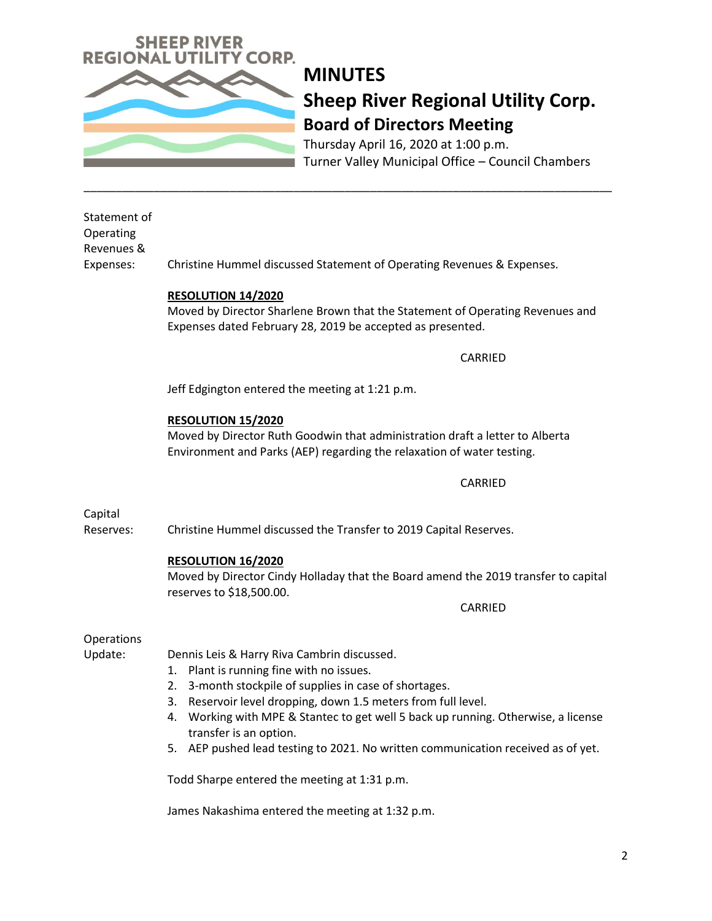SHEEP RIVER REGIONAL UTILITY CORP.

# MINUTES

## Sheep River Regional Utility Corp.

### Board of Directors Meeting

Thursday April 16, 2020 at 1:00 p.m.
Turner Valley Municipal Office – Council Chambers

---

**Statement of Operating Revenues & Expenses:** Christine Hummel discussed Statement of Operating Revenues & Expenses.

**RESOLUTION 14/2020**
Moved by Director Sharlene Brown that the Statement of Operating Revenues and Expenses dated February 28, 2019 be accepted as presented.

CARRIED

Jeff Edgington entered the meeting at 1:21 p.m.

**RESOLUTION 15/2020**
Moved by Director Ruth Goodwin that administration draft a letter to Alberta Environment and Parks (AEP) regarding the relaxation of water testing.

CARRIED

**Capital Reserves:** Christine Hummel discussed the Transfer to 2019 Capital Reserves.

**RESOLUTION 16/2020**
Moved by Director Cindy Holladay that the Board amend the 2019 transfer to capital reserves to $18,500.00.

CARRIED

**Operations Update:** Dennis Leis & Harry Riva Cambrin discussed.

1. Plant is running fine with no issues.
2. 3-month stockpile of supplies in case of shortages.
3. Reservoir level dropping, down 1.5 meters from full level.
4. Working with MPE & Stantec to get well 5 back up running. Otherwise, a license transfer is an option.
5. AEP pushed lead testing to 2021. No written communication received as of yet.

Todd Sharpe entered the meeting at 1:31 p.m.

James Nakashima entered the meeting at 1:32 p.m.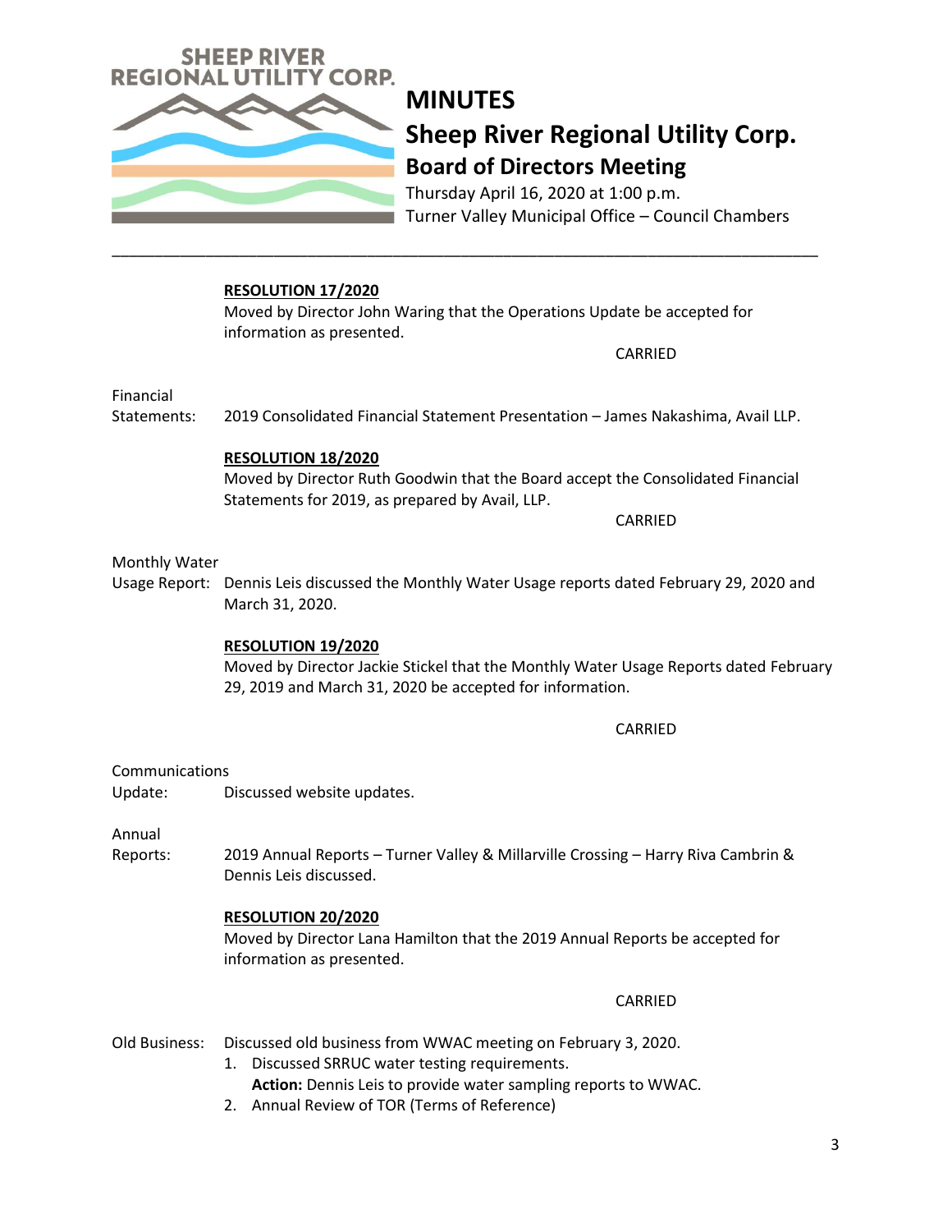# MINUTES

## Sheep River Regional Utility Corp.

### Board of Directors Meeting

Thursday April 16, 2020 at 1:00 p.m.
Turner Valley Municipal Office – Council Chambers

---

**RESOLUTION 17/2020**

Moved by Director John Waring that the Operations Update be accepted for information as presented.

CARRIED

**Financial Statements:** 2019 Consolidated Financial Statement Presentation – James Nakashima, Avail LLP.

**RESOLUTION 18/2020**

Moved by Director Ruth Goodwin that the Board accept the Consolidated Financial Statements for 2019, as prepared by Avail, LLP.

CARRIED

**Monthly Water Usage Report:** Dennis Leis discussed the Monthly Water Usage reports dated February 29, 2020 and March 31, 2020.

**RESOLUTION 19/2020**

Moved by Director Jackie Stickel that the Monthly Water Usage Reports dated February 29, 2019 and March 31, 2020 be accepted for information.

CARRIED

**Communications Update:** Discussed website updates.

**Annual Reports:** 2019 Annual Reports – Turner Valley & Millarville Crossing – Harry Riva Cambrin & Dennis Leis discussed.

**RESOLUTION 20/2020**

Moved by Director Lana Hamilton that the 2019 Annual Reports be accepted for information as presented.

CARRIED

**Old Business:** Discussed old business from WWAC meeting on February 3, 2020.

1. Discussed SRRUC water testing requirements.
   **Action:** Dennis Leis to provide water sampling reports to WWAC.
2. Annual Review of TOR (Terms of Reference)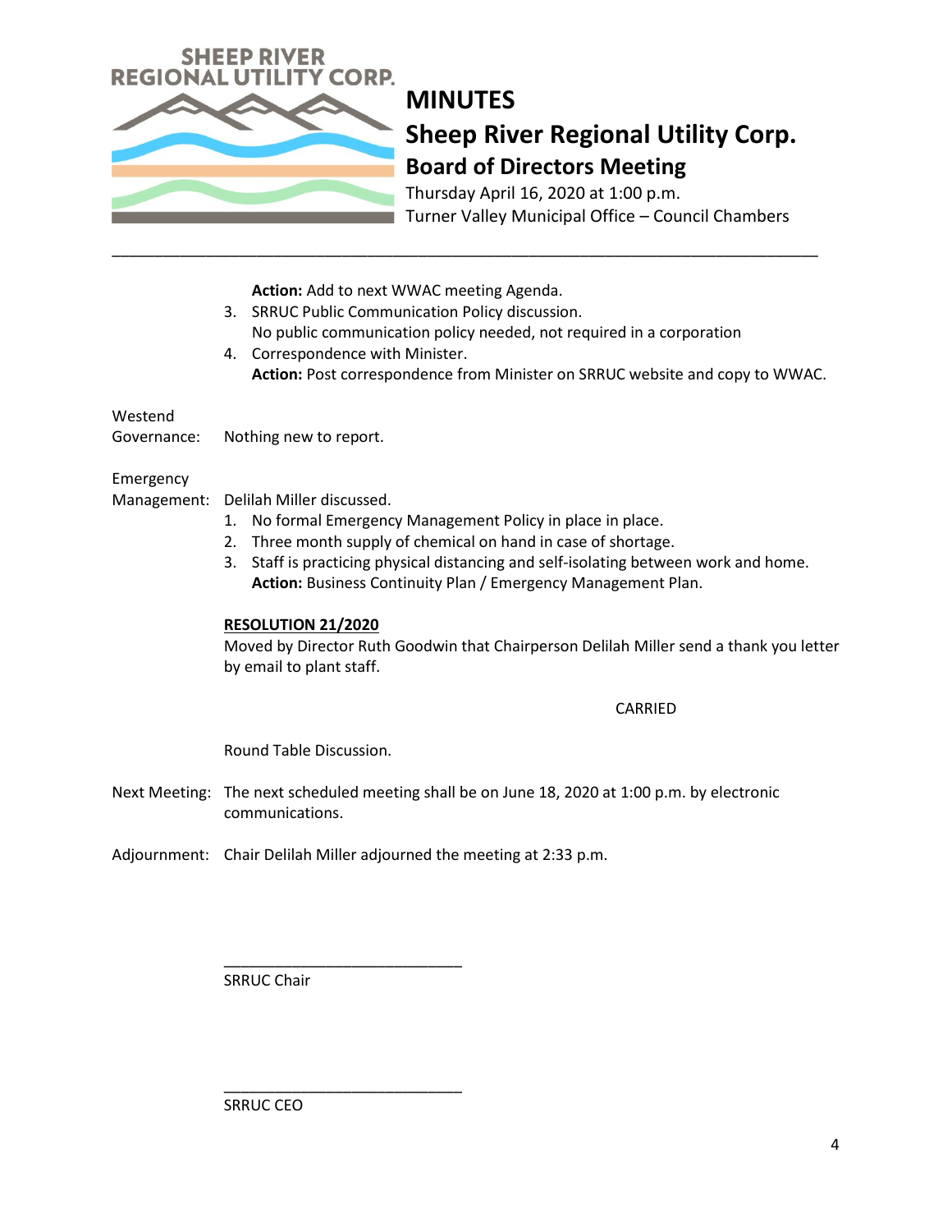# MINUTES

## Sheep River Regional Utility Corp.

### Board of Directors Meeting

Thursday April 16, 2020 at 1:00 p.m.
Turner Valley Municipal Office – Council Chambers

---

**Action:** Add to next WWAC meeting Agenda.

3. SRRUC Public Communication Policy discussion.
   No public communication policy needed, not required in a corporation
4. Correspondence with Minister.
   **Action:** Post correspondence from Minister on SRRUC website and copy to WWAC.

Westend Governance: Nothing new to report.

Emergency Management: Delilah Miller discussed.

1. No formal Emergency Management Policy in place in place.
2. Three month supply of chemical on hand in case of shortage.
3. Staff is practicing physical distancing and self-isolating between work and home.
   **Action:** Business Continuity Plan / Emergency Management Plan.

**RESOLUTION 21/2020**

Moved by Director Ruth Goodwin that Chairperson Delilah Miller send a thank you letter by email to plant staff.

CARRIED

Round Table Discussion.

Next Meeting: The next scheduled meeting shall be on June 18, 2020 at 1:00 p.m. by electronic communications.

Adjournment: Chair Delilah Miller adjourned the meeting at 2:33 p.m.

\_\_\_\_\_\_\_\_\_\_\_\_\_\_\_\_\_\_\_\_\_\_\_\_\_\_\_\_

SRRUC Chair

\_\_\_\_\_\_\_\_\_\_\_\_\_\_\_\_\_\_\_\_\_\_\_\_\_\_\_\_

SRRUC CEO